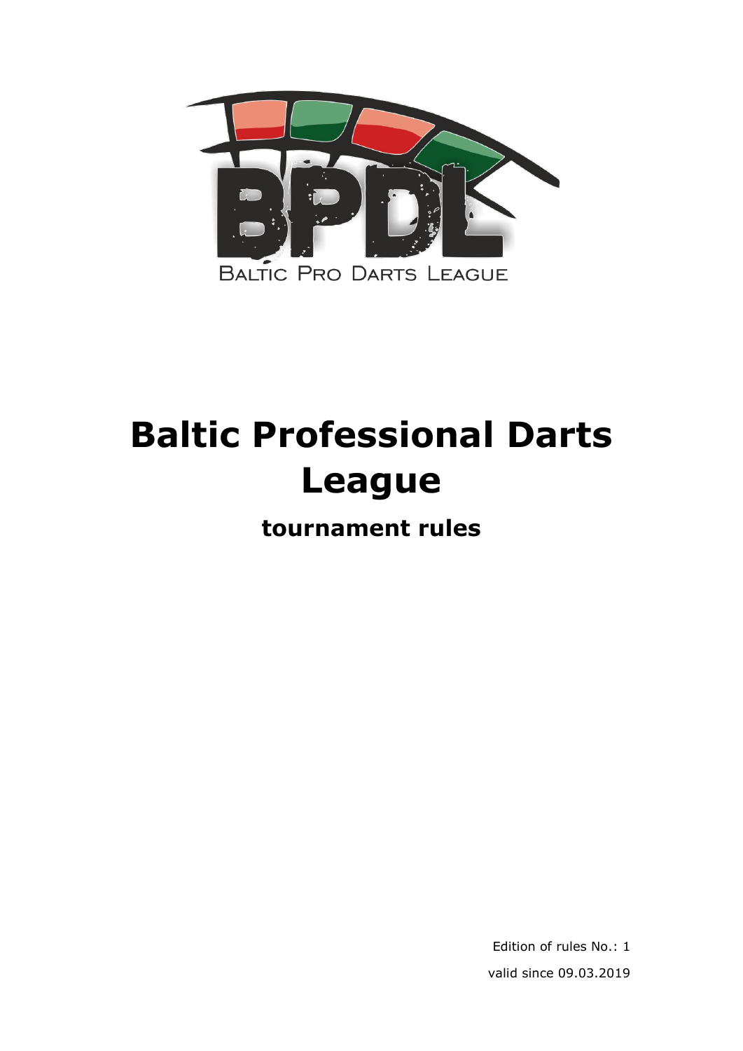BALTIC PRO DARTS LEAGUE

# Baltic Professional Darts League

## tournament rules

Edition of rules No.: 1

valid since 09.03.2019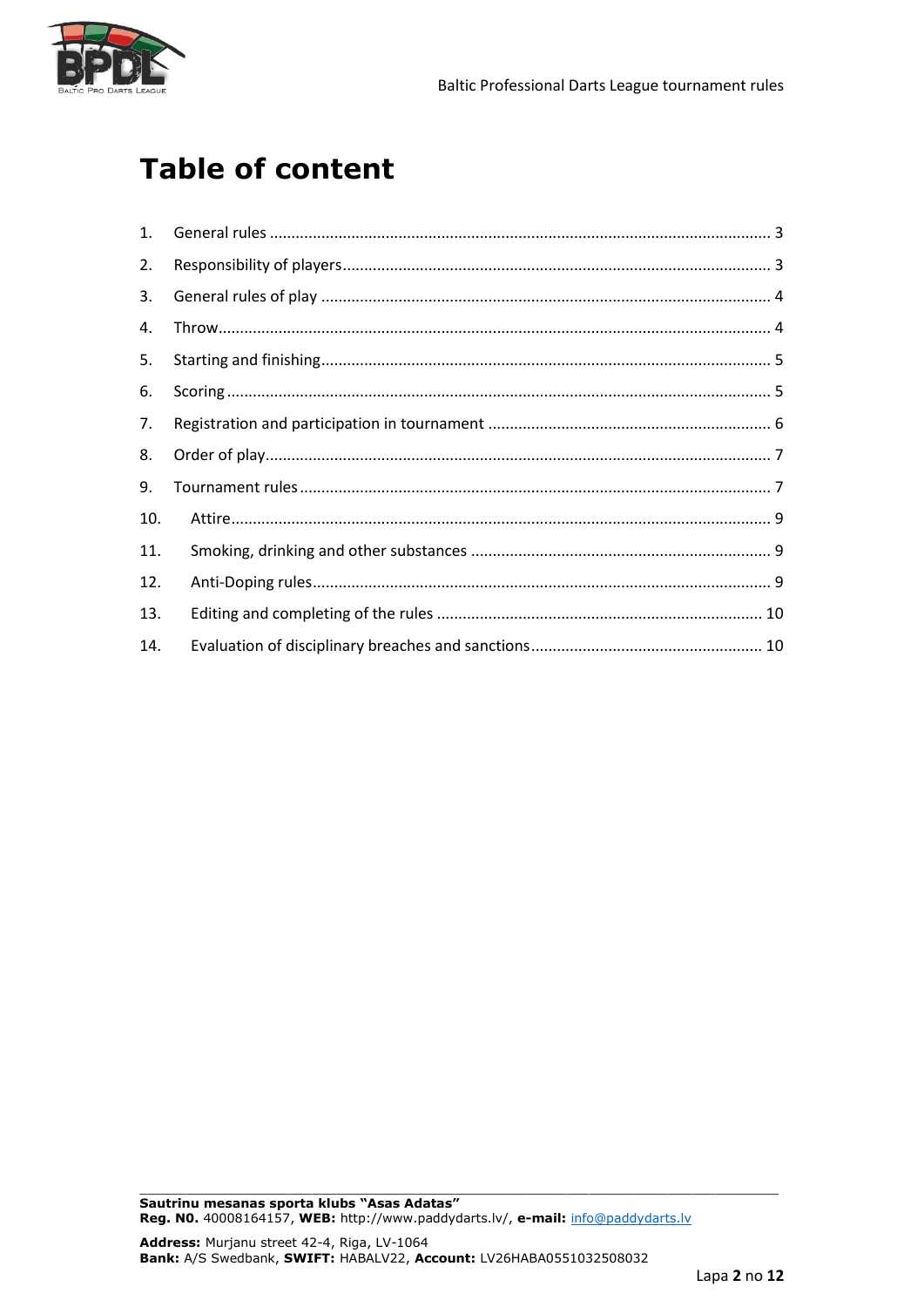# Table of content

1. General rules ........................................................................................................ 3
2. Responsibility of players........................................................................................ 3
3. General rules of play ............................................................................................. 4
4. Throw.................................................................................................................... 4
5. Starting and finishing............................................................................................. 5
6. Scoring .................................................................................................................. 5
7. Registration and participation in tournament ........................................................ 6
8. Order of play.......................................................................................................... 7
9. Tournament rules .................................................................................................. 7
10. Attire..................................................................................................................... 9
11. Smoking, drinking and other substances ............................................................... 9
12. Anti-Doping rules................................................................................................... 9
13. Editing and completing of the rules ...................................................................... 10
14. Evaluation of disciplinary breaches and sanctions.................................................. 10

---

**Sautrinu mesanas sporta klubs "Asas Adatas"**
**Reg. N0.** 40008164157, **WEB:** http://www.paddydarts.lv/, **e-mail:** info@paddydarts.lv

**Address:** Murjanu street 42-4, Riga, LV-1064
**Bank:** A/S Swedbank, **SWIFT:** HABALV22, **Account:** LV26HABA0551032508032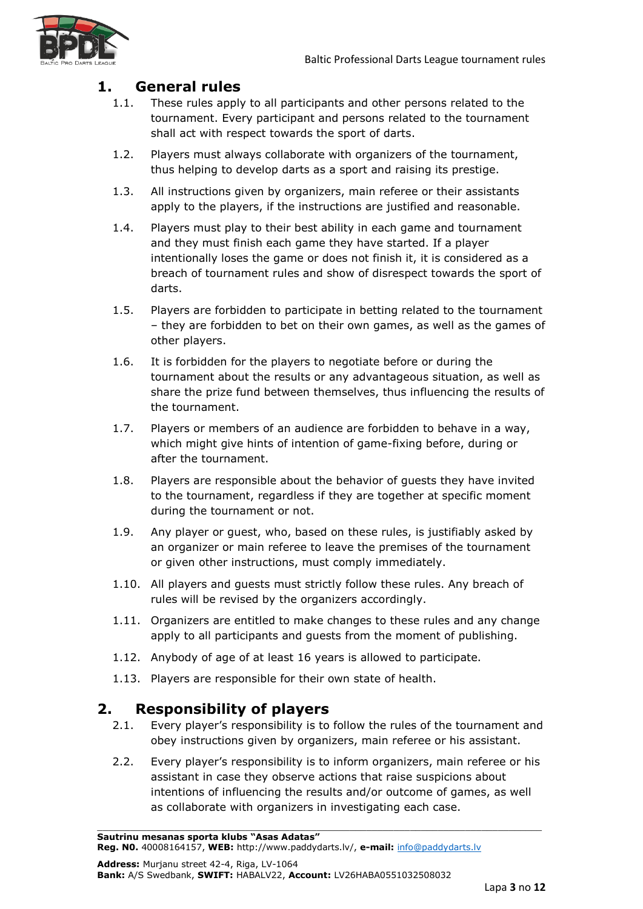# 1. General rules

1.1. These rules apply to all participants and other persons related to the tournament. Every participant and persons related to the tournament shall act with respect towards the sport of darts.

1.2. Players must always collaborate with organizers of the tournament, thus helping to develop darts as a sport and raising its prestige.

1.3. All instructions given by organizers, main referee or their assistants apply to the players, if the instructions are justified and reasonable.

1.4. Players must play to their best ability in each game and tournament and they must finish each game they have started. If a player intentionally loses the game or does not finish it, it is considered as a breach of tournament rules and show of disrespect towards the sport of darts.

1.5. Players are forbidden to participate in betting related to the tournament – they are forbidden to bet on their own games, as well as the games of other players.

1.6. It is forbidden for the players to negotiate before or during the tournament about the results or any advantageous situation, as well as share the prize fund between themselves, thus influencing the results of the tournament.

1.7. Players or members of an audience are forbidden to behave in a way, which might give hints of intention of game-fixing before, during or after the tournament.

1.8. Players are responsible about the behavior of guests they have invited to the tournament, regardless if they are together at specific moment during the tournament or not.

1.9. Any player or guest, who, based on these rules, is justifiably asked by an organizer or main referee to leave the premises of the tournament or given other instructions, must comply immediately.

1.10. All players and guests must strictly follow these rules. Any breach of rules will be revised by the organizers accordingly.

1.11. Organizers are entitled to make changes to these rules and any change apply to all participants and guests from the moment of publishing.

1.12. Anybody of age of at least 16 years is allowed to participate.

1.13. Players are responsible for their own state of health.

# 2. Responsibility of players

2.1. Every player's responsibility is to follow the rules of the tournament and obey instructions given by organizers, main referee or his assistant.

2.2. Every player's responsibility is to inform organizers, main referee or his assistant in case they observe actions that raise suspicions about intentions of influencing the results and/or outcome of games, as well as collaborate with organizers in investigating each case.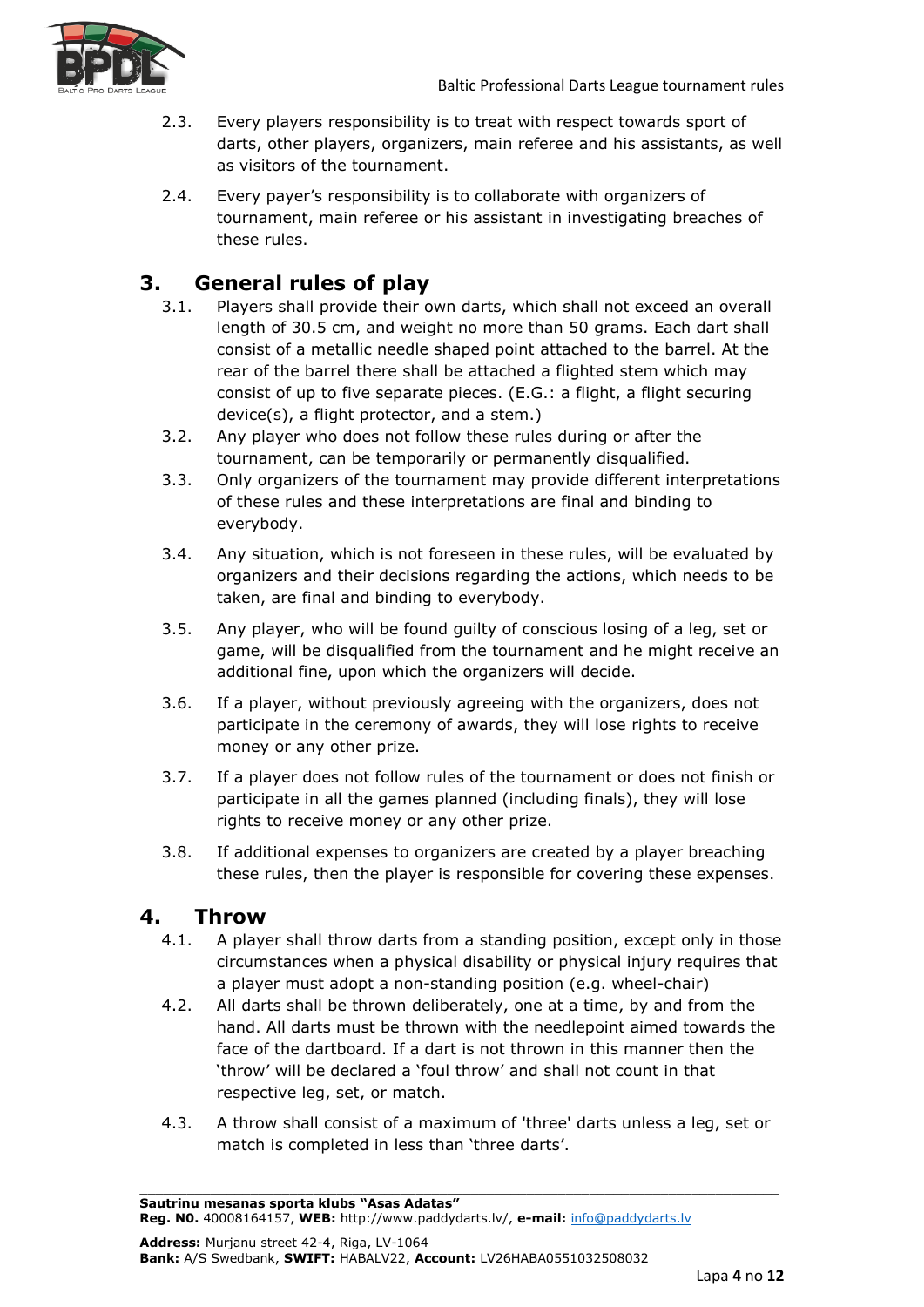2.3. Every players responsibility is to treat with respect towards sport of darts, other players, organizers, main referee and his assistants, as well as visitors of the tournament.

2.4. Every payer's responsibility is to collaborate with organizers of tournament, main referee or his assistant in investigating breaches of these rules.

## 3. General rules of play

3.1. Players shall provide their own darts, which shall not exceed an overall length of 30.5 cm, and weight no more than 50 grams. Each dart shall consist of a metallic needle shaped point attached to the barrel. At the rear of the barrel there shall be attached a flighted stem which may consist of up to five separate pieces. (E.G.: a flight, a flight securing device(s), a flight protector, and a stem.)

3.2. Any player who does not follow these rules during or after the tournament, can be temporarily or permanently disqualified.

3.3. Only organizers of the tournament may provide different interpretations of these rules and these interpretations are final and binding to everybody.

3.4. Any situation, which is not foreseen in these rules, will be evaluated by organizers and their decisions regarding the actions, which needs to be taken, are final and binding to everybody.

3.5. Any player, who will be found guilty of conscious losing of a leg, set or game, will be disqualified from the tournament and he might receive an additional fine, upon which the organizers will decide.

3.6. If a player, without previously agreeing with the organizers, does not participate in the ceremony of awards, they will lose rights to receive money or any other prize.

3.7. If a player does not follow rules of the tournament or does not finish or participate in all the games planned (including finals), they will lose rights to receive money or any other prize.

3.8. If additional expenses to organizers are created by a player breaching these rules, then the player is responsible for covering these expenses.

## 4. Throw

4.1. A player shall throw darts from a standing position, except only in those circumstances when a physical disability or physical injury requires that a player must adopt a non-standing position (e.g. wheel-chair)

4.2. All darts shall be thrown deliberately, one at a time, by and from the hand. All darts must be thrown with the needlepoint aimed towards the face of the dartboard. If a dart is not thrown in this manner then the 'throw' will be declared a 'foul throw' and shall not count in that respective leg, set, or match.

4.3. A throw shall consist of a maximum of 'three' darts unless a leg, set or match is completed in less than 'three darts'.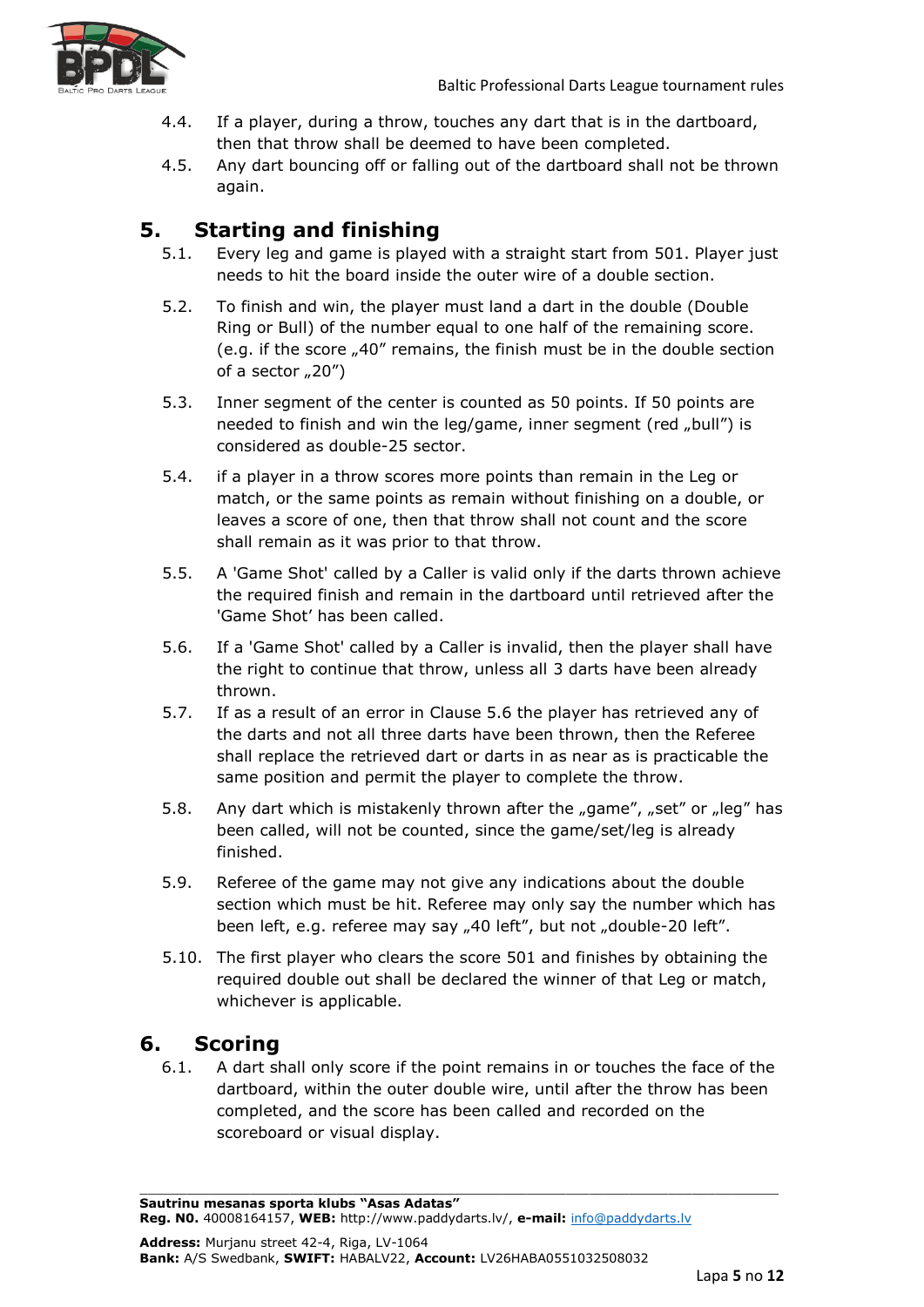4.4. If a player, during a throw, touches any dart that is in the dartboard, then that throw shall be deemed to have been completed.

4.5. Any dart bouncing off or falling out of the dartboard shall not be thrown again.

## 5. Starting and finishing

5.1. Every leg and game is played with a straight start from 501. Player just needs to hit the board inside the outer wire of a double section.

5.2. To finish and win, the player must land a dart in the double (Double Ring or Bull) of the number equal to one half of the remaining score. (e.g. if the score „40" remains, the finish must be in the double section of a sector „20")

5.3. Inner segment of the center is counted as 50 points. If 50 points are needed to finish and win the leg/game, inner segment (red „bull") is considered as double-25 sector.

5.4. if a player in a throw scores more points than remain in the Leg or match, or the same points as remain without finishing on a double, or leaves a score of one, then that throw shall not count and the score shall remain as it was prior to that throw.

5.5. A 'Game Shot' called by a Caller is valid only if the darts thrown achieve the required finish and remain in the dartboard until retrieved after the 'Game Shot' has been called.

5.6. If a 'Game Shot' called by a Caller is invalid, then the player shall have the right to continue that throw, unless all 3 darts have been already thrown.

5.7. If as a result of an error in Clause 5.6 the player has retrieved any of the darts and not all three darts have been thrown, then the Referee shall replace the retrieved dart or darts in as near as is practicable the same position and permit the player to complete the throw.

5.8. Any dart which is mistakenly thrown after the „game", „set" or „leg" has been called, will not be counted, since the game/set/leg is already finished.

5.9. Referee of the game may not give any indications about the double section which must be hit. Referee may only say the number which has been left, e.g. referee may say „40 left", but not „double-20 left".

5.10. The first player who clears the score 501 and finishes by obtaining the required double out shall be declared the winner of that Leg or match, whichever is applicable.

## 6. Scoring

6.1. A dart shall only score if the point remains in or touches the face of the dartboard, within the outer double wire, until after the throw has been completed, and the score has been called and recorded on the scoreboard or visual display.

**Sautrinu mesanas sporta klubs "Asas Adatas"**
**Reg. N0.** 40008164157, **WEB:** http://www.paddydarts.lv/, **e-mail:** info@paddydarts.lv

**Address:** Murjanu street 42-4, Riga, LV-1064
**Bank:** A/S Swedbank, **SWIFT:** HABALV22, **Account:** LV26HABA0551032508032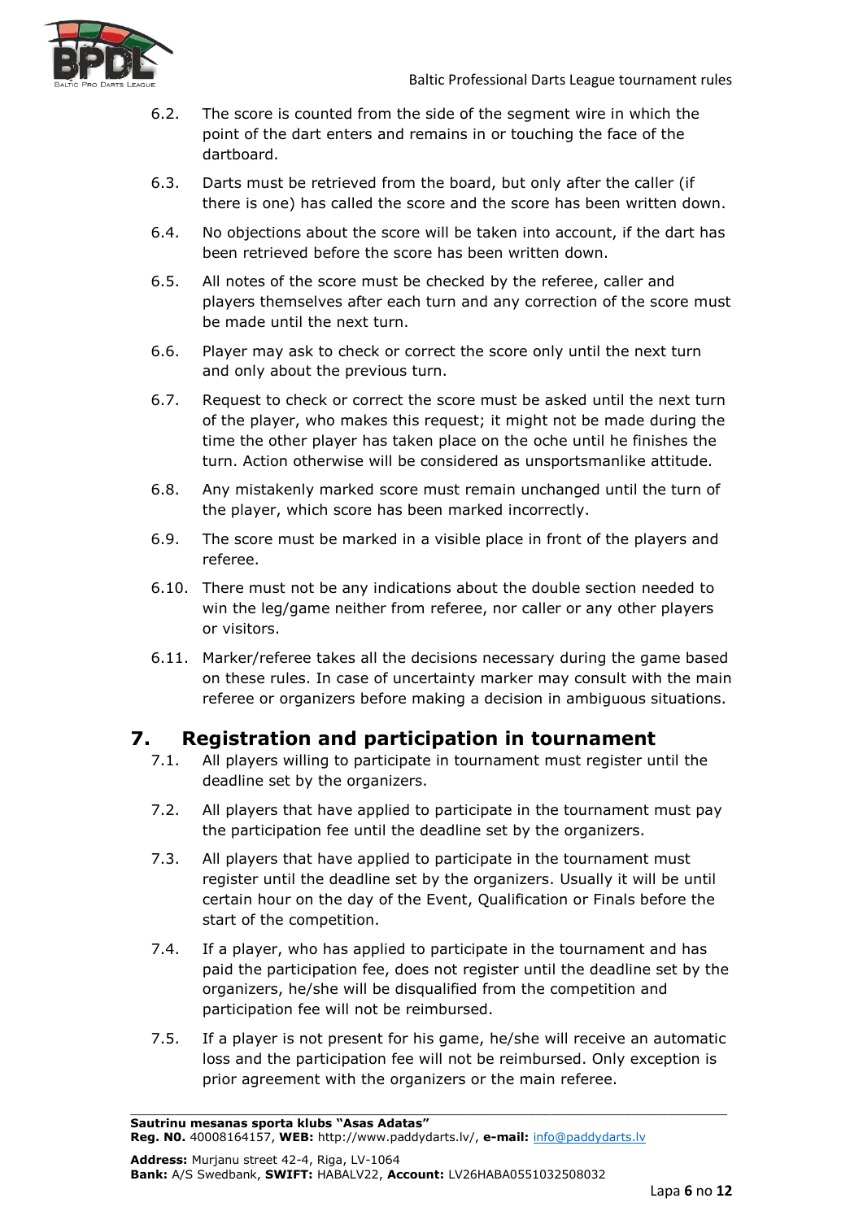6.2. The score is counted from the side of the segment wire in which the point of the dart enters and remains in or touching the face of the dartboard.

6.3. Darts must be retrieved from the board, but only after the caller (if there is one) has called the score and the score has been written down.

6.4. No objections about the score will be taken into account, if the dart has been retrieved before the score has been written down.

6.5. All notes of the score must be checked by the referee, caller and players themselves after each turn and any correction of the score must be made until the next turn.

6.6. Player may ask to check or correct the score only until the next turn and only about the previous turn.

6.7. Request to check or correct the score must be asked until the next turn of the player, who makes this request; it might not be made during the time the other player has taken place on the oche until he finishes the turn. Action otherwise will be considered as unsportsmanlike attitude.

6.8. Any mistakenly marked score must remain unchanged until the turn of the player, which score has been marked incorrectly.

6.9. The score must be marked in a visible place in front of the players and referee.

6.10. There must not be any indications about the double section needed to win the leg/game neither from referee, nor caller or any other players or visitors.

6.11. Marker/referee takes all the decisions necessary during the game based on these rules. In case of uncertainty marker may consult with the main referee or organizers before making a decision in ambiguous situations.

## 7. Registration and participation in tournament

7.1. All players willing to participate in tournament must register until the deadline set by the organizers.

7.2. All players that have applied to participate in the tournament must pay the participation fee until the deadline set by the organizers.

7.3. All players that have applied to participate in the tournament must register until the deadline set by the organizers. Usually it will be until certain hour on the day of the Event, Qualification or Finals before the start of the competition.

7.4. If a player, who has applied to participate in the tournament and has paid the participation fee, does not register until the deadline set by the organizers, he/she will be disqualified from the competition and participation fee will not be reimbursed.

7.5. If a player is not present for his game, he/she will receive an automatic loss and the participation fee will not be reimbursed. Only exception is prior agreement with the organizers or the main referee.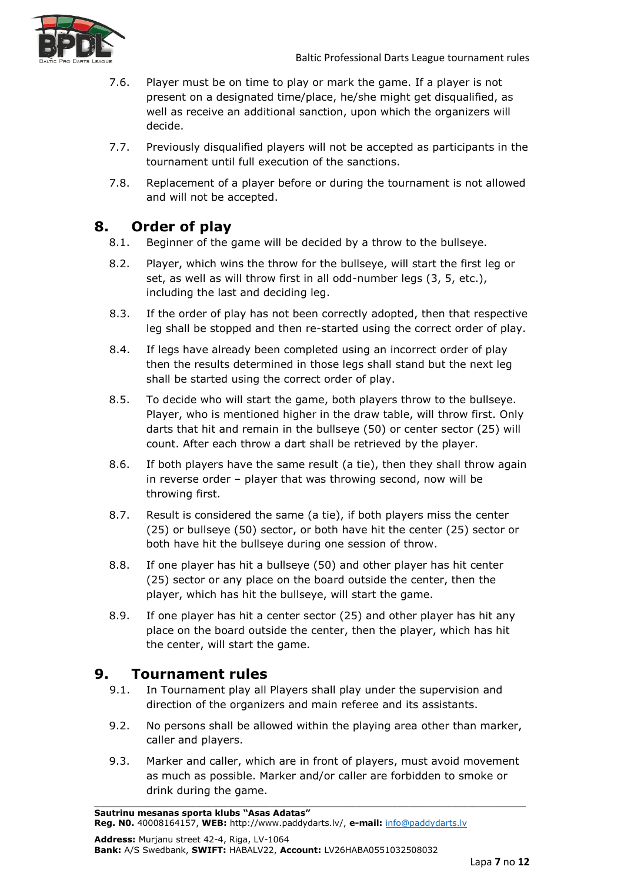7.6. Player must be on time to play or mark the game. If a player is not present on a designated time/place, he/she might get disqualified, as well as receive an additional sanction, upon which the organizers will decide.

7.7. Previously disqualified players will not be accepted as participants in the tournament until full execution of the sanctions.

7.8. Replacement of a player before or during the tournament is not allowed and will not be accepted.

## 8. Order of play

8.1. Beginner of the game will be decided by a throw to the bullseye.

8.2. Player, which wins the throw for the bullseye, will start the first leg or set, as well as will throw first in all odd-number legs (3, 5, etc.), including the last and deciding leg.

8.3. If the order of play has not been correctly adopted, then that respective leg shall be stopped and then re-started using the correct order of play.

8.4. If legs have already been completed using an incorrect order of play then the results determined in those legs shall stand but the next leg shall be started using the correct order of play.

8.5. To decide who will start the game, both players throw to the bullseye. Player, who is mentioned higher in the draw table, will throw first. Only darts that hit and remain in the bullseye (50) or center sector (25) will count. After each throw a dart shall be retrieved by the player.

8.6. If both players have the same result (a tie), then they shall throw again in reverse order – player that was throwing second, now will be throwing first.

8.7. Result is considered the same (a tie), if both players miss the center (25) or bullseye (50) sector, or both have hit the center (25) sector or both have hit the bullseye during one session of throw.

8.8. If one player has hit a bullseye (50) and other player has hit center (25) sector or any place on the board outside the center, then the player, which has hit the bullseye, will start the game.

8.9. If one player has hit a center sector (25) and other player has hit any place on the board outside the center, then the player, which has hit the center, will start the game.

## 9. Tournament rules

9.1. In Tournament play all Players shall play under the supervision and direction of the organizers and main referee and its assistants.

9.2. No persons shall be allowed within the playing area other than marker, caller and players.

9.3. Marker and caller, which are in front of players, must avoid movement as much as possible. Marker and/or caller are forbidden to smoke or drink during the game.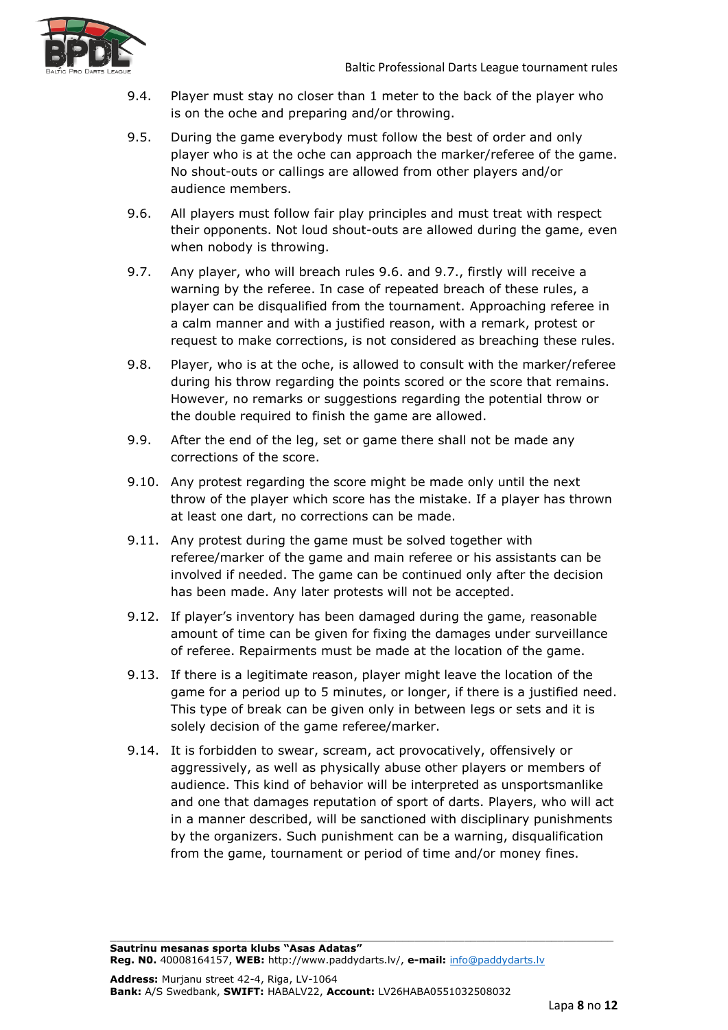9.4. Player must stay no closer than 1 meter to the back of the player who is on the oche and preparing and/or throwing.

9.5. During the game everybody must follow the best of order and only player who is at the oche can approach the marker/referee of the game. No shout-outs or callings are allowed from other players and/or audience members.

9.6. All players must follow fair play principles and must treat with respect their opponents. Not loud shout-outs are allowed during the game, even when nobody is throwing.

9.7. Any player, who will breach rules 9.6. and 9.7., firstly will receive a warning by the referee. In case of repeated breach of these rules, a player can be disqualified from the tournament. Approaching referee in a calm manner and with a justified reason, with a remark, protest or request to make corrections, is not considered as breaching these rules.

9.8. Player, who is at the oche, is allowed to consult with the marker/referee during his throw regarding the points scored or the score that remains. However, no remarks or suggestions regarding the potential throw or the double required to finish the game are allowed.

9.9. After the end of the leg, set or game there shall not be made any corrections of the score.

9.10. Any protest regarding the score might be made only until the next throw of the player which score has the mistake. If a player has thrown at least one dart, no corrections can be made.

9.11. Any protest during the game must be solved together with referee/marker of the game and main referee or his assistants can be involved if needed. The game can be continued only after the decision has been made. Any later protests will not be accepted.

9.12. If player's inventory has been damaged during the game, reasonable amount of time can be given for fixing the damages under surveillance of referee. Repairments must be made at the location of the game.

9.13. If there is a legitimate reason, player might leave the location of the game for a period up to 5 minutes, or longer, if there is a justified need. This type of break can be given only in between legs or sets and it is solely decision of the game referee/marker.

9.14. It is forbidden to swear, scream, act provocatively, offensively or aggressively, as well as physically abuse other players or members of audience. This kind of behavior will be interpreted as unsportsmanlike and one that damages reputation of sport of darts. Players, who will act in a manner described, will be sanctioned with disciplinary punishments by the organizers. Such punishment can be a warning, disqualification from the game, tournament or period of time and/or money fines.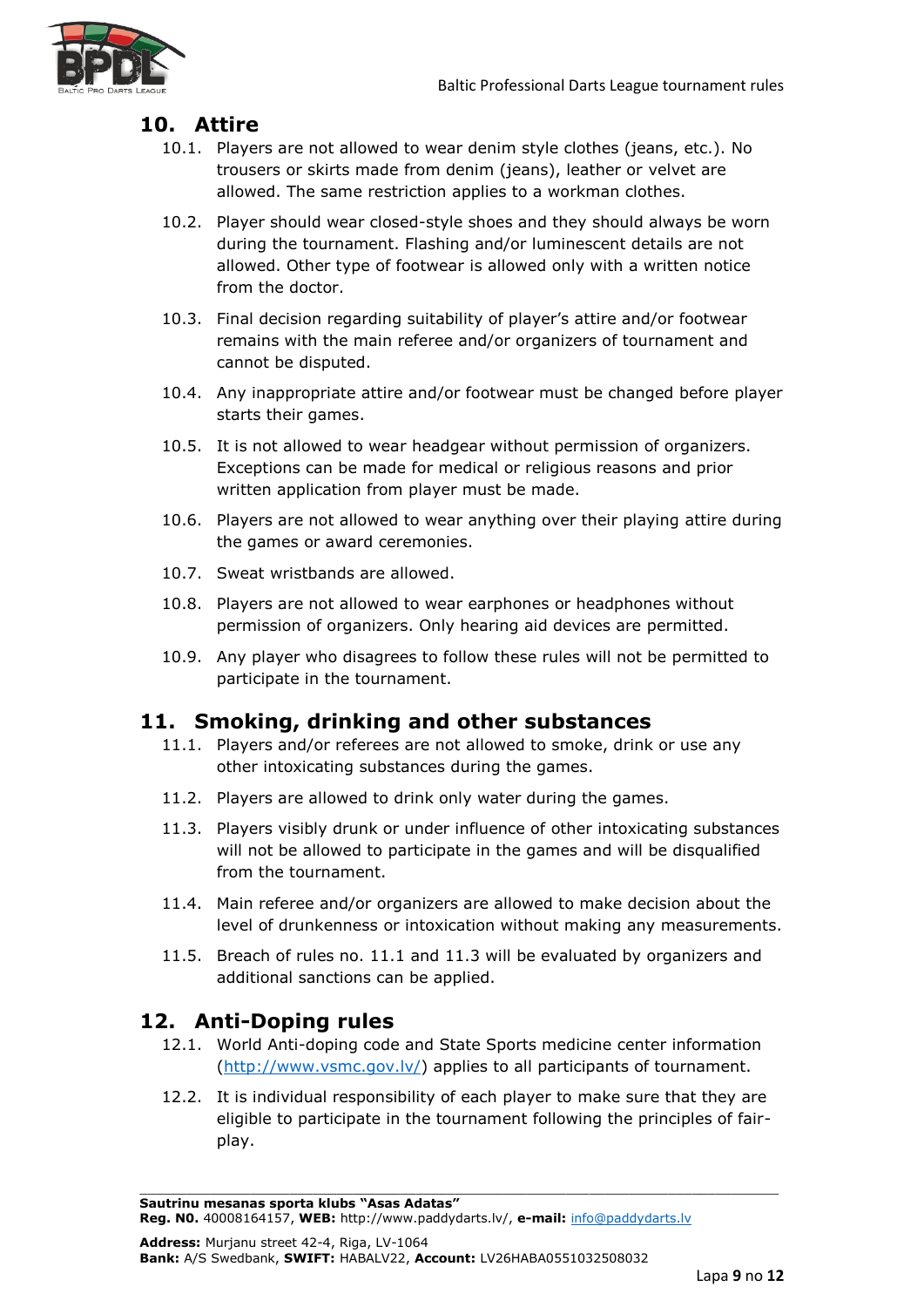## 10. Attire

10.1. Players are not allowed to wear denim style clothes (jeans, etc.). No trousers or skirts made from denim (jeans), leather or velvet are allowed. The same restriction applies to a workman clothes.

10.2. Player should wear closed-style shoes and they should always be worn during the tournament. Flashing and/or luminescent details are not allowed. Other type of footwear is allowed only with a written notice from the doctor.

10.3. Final decision regarding suitability of player's attire and/or footwear remains with the main referee and/or organizers of tournament and cannot be disputed.

10.4. Any inappropriate attire and/or footwear must be changed before player starts their games.

10.5. It is not allowed to wear headgear without permission of organizers. Exceptions can be made for medical or religious reasons and prior written application from player must be made.

10.6. Players are not allowed to wear anything over their playing attire during the games or award ceremonies.

10.7. Sweat wristbands are allowed.

10.8. Players are not allowed to wear earphones or headphones without permission of organizers. Only hearing aid devices are permitted.

10.9. Any player who disagrees to follow these rules will not be permitted to participate in the tournament.

## 11. Smoking, drinking and other substances

11.1. Players and/or referees are not allowed to smoke, drink or use any other intoxicating substances during the games.

11.2. Players are allowed to drink only water during the games.

11.3. Players visibly drunk or under influence of other intoxicating substances will not be allowed to participate in the games and will be disqualified from the tournament.

11.4. Main referee and/or organizers are allowed to make decision about the level of drunkenness or intoxication without making any measurements.

11.5. Breach of rules no. 11.1 and 11.3 will be evaluated by organizers and additional sanctions can be applied.

## 12. Anti-Doping rules

12.1. World Anti-doping code and State Sports medicine center information (http://www.vsmc.gov.lv/) applies to all participants of tournament.

12.2. It is individual responsibility of each player to make sure that they are eligible to participate in the tournament following the principles of fair-play.

**Sautrinu mesanas sporta klubs "Asas Adatas"**
**Reg. N0.** 40008164157, **WEB:** http://www.paddydarts.lv/, **e-mail:** info@paddydarts.lv

**Address:** Murjanu street 42-4, Riga, LV-1064
**Bank:** A/S Swedbank, **SWIFT:** HABALV22, **Account:** LV26HABA0551032508032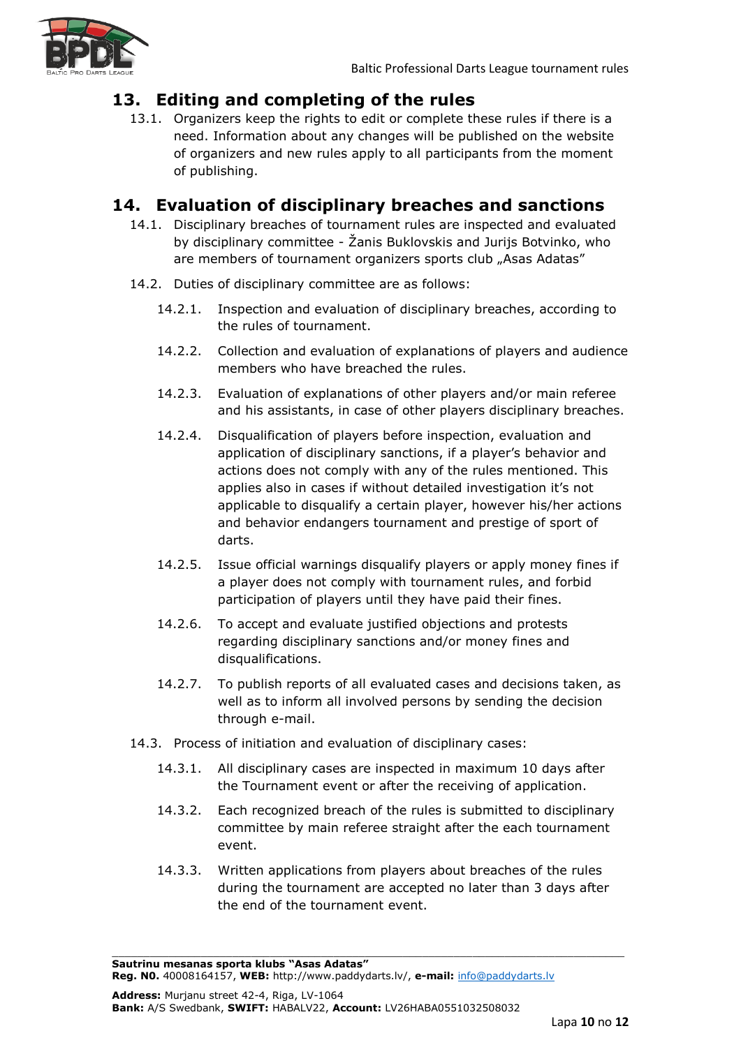## 13. Editing and completing of the rules

13.1. Organizers keep the rights to edit or complete these rules if there is a need. Information about any changes will be published on the website of organizers and new rules apply to all participants from the moment of publishing.

## 14. Evaluation of disciplinary breaches and sanctions

14.1. Disciplinary breaches of tournament rules are inspected and evaluated by disciplinary committee - Žanis Buklovskis and Jurijs Botvinko, who are members of tournament organizers sports club „Asas Adatas"

14.2. Duties of disciplinary committee are as follows:

14.2.1. Inspection and evaluation of disciplinary breaches, according to the rules of tournament.

14.2.2. Collection and evaluation of explanations of players and audience members who have breached the rules.

14.2.3. Evaluation of explanations of other players and/or main referee and his assistants, in case of other players disciplinary breaches.

14.2.4. Disqualification of players before inspection, evaluation and application of disciplinary sanctions, if a player's behavior and actions does not comply with any of the rules mentioned. This applies also in cases if without detailed investigation it's not applicable to disqualify a certain player, however his/her actions and behavior endangers tournament and prestige of sport of darts.

14.2.5. Issue official warnings disqualify players or apply money fines if a player does not comply with tournament rules, and forbid participation of players until they have paid their fines.

14.2.6. To accept and evaluate justified objections and protests regarding disciplinary sanctions and/or money fines and disqualifications.

14.2.7. To publish reports of all evaluated cases and decisions taken, as well as to inform all involved persons by sending the decision through e-mail.

14.3. Process of initiation and evaluation of disciplinary cases:

14.3.1. All disciplinary cases are inspected in maximum 10 days after the Tournament event or after the receiving of application.

14.3.2. Each recognized breach of the rules is submitted to disciplinary committee by main referee straight after the each tournament event.

14.3.3. Written applications from players about breaches of the rules during the tournament are accepted no later than 3 days after the end of the tournament event.

---

**Sautrinu mesanas sporta klubs "Asas Adatas"**
**Reg. N0.** 40008164157, **WEB:** http://www.paddydarts.lv/, **e-mail:** info@paddydarts.lv

**Address:** Murjanu street 42-4, Riga, LV-1064
**Bank:** A/S Swedbank, **SWIFT:** HABALV22, **Account:** LV26HABA0551032508032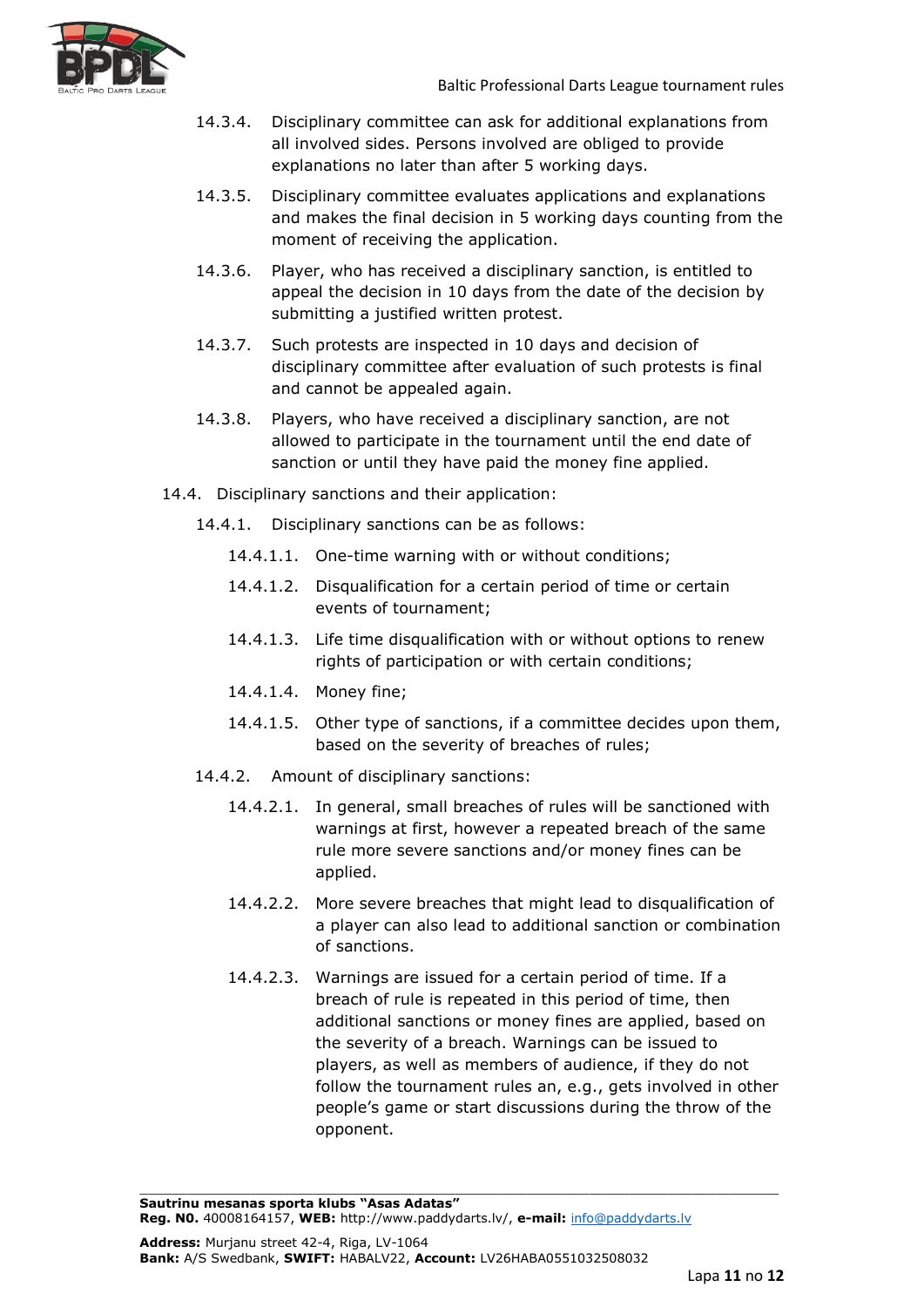14.3.4. Disciplinary committee can ask for additional explanations from all involved sides. Persons involved are obliged to provide explanations no later than after 5 working days.

14.3.5. Disciplinary committee evaluates applications and explanations and makes the final decision in 5 working days counting from the moment of receiving the application.

14.3.6. Player, who has received a disciplinary sanction, is entitled to appeal the decision in 10 days from the date of the decision by submitting a justified written protest.

14.3.7. Such protests are inspected in 10 days and decision of disciplinary committee after evaluation of such protests is final and cannot be appealed again.

14.3.8. Players, who have received a disciplinary sanction, are not allowed to participate in the tournament until the end date of sanction or until they have paid the money fine applied.

14.4. Disciplinary sanctions and their application:

14.4.1. Disciplinary sanctions can be as follows:

14.4.1.1. One-time warning with or without conditions;

14.4.1.2. Disqualification for a certain period of time or certain events of tournament;

14.4.1.3. Life time disqualification with or without options to renew rights of participation or with certain conditions;

14.4.1.4. Money fine;

14.4.1.5. Other type of sanctions, if a committee decides upon them, based on the severity of breaches of rules;

14.4.2. Amount of disciplinary sanctions:

14.4.2.1. In general, small breaches of rules will be sanctioned with warnings at first, however a repeated breach of the same rule more severe sanctions and/or money fines can be applied.

14.4.2.2. More severe breaches that might lead to disqualification of a player can also lead to additional sanction or combination of sanctions.

14.4.2.3. Warnings are issued for a certain period of time. If a breach of rule is repeated in this period of time, then additional sanctions or money fines are applied, based on the severity of a breach. Warnings can be issued to players, as well as members of audience, if they do not follow the tournament rules an, e.g., gets involved in other people's game or start discussions during the throw of the opponent.

**Sautrinu mesanas sporta klubs "Asas Adatas"**
**Reg. N0.** 40008164157, **WEB:** http://www.paddydarts.lv/, **e-mail:** info@paddydarts.lv
**Address:** Murjanu street 42-4, Riga, LV-1064
**Bank:** A/S Swedbank, **SWIFT:** HABALV22, **Account:** LV26HABA0551032508032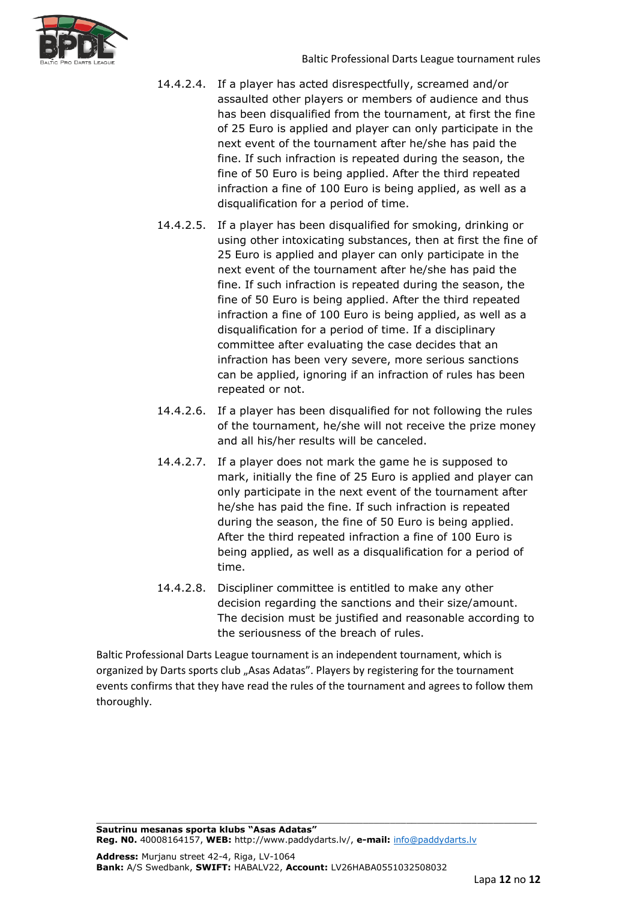14.4.2.4. If a player has acted disrespectfully, screamed and/or assaulted other players or members of audience and thus has been disqualified from the tournament, at first the fine of 25 Euro is applied and player can only participate in the next event of the tournament after he/she has paid the fine. If such infraction is repeated during the season, the fine of 50 Euro is being applied. After the third repeated infraction a fine of 100 Euro is being applied, as well as a disqualification for a period of time.

14.4.2.5. If a player has been disqualified for smoking, drinking or using other intoxicating substances, then at first the fine of 25 Euro is applied and player can only participate in the next event of the tournament after he/she has paid the fine. If such infraction is repeated during the season, the fine of 50 Euro is being applied. After the third repeated infraction a fine of 100 Euro is being applied, as well as a disqualification for a period of time. If a disciplinary committee after evaluating the case decides that an infraction has been very severe, more serious sanctions can be applied, ignoring if an infraction of rules has been repeated or not.

14.4.2.6. If a player has been disqualified for not following the rules of the tournament, he/she will not receive the prize money and all his/her results will be canceled.

14.4.2.7. If a player does not mark the game he is supposed to mark, initially the fine of 25 Euro is applied and player can only participate in the next event of the tournament after he/she has paid the fine. If such infraction is repeated during the season, the fine of 50 Euro is being applied. After the third repeated infraction a fine of 100 Euro is being applied, as well as a disqualification for a period of time.

14.4.2.8. Discipliner committee is entitled to make any other decision regarding the sanctions and their size/amount. The decision must be justified and reasonable according to the seriousness of the breach of rules.

Baltic Professional Darts League tournament is an independent tournament, which is organized by Darts sports club „Asas Adatas". Players by registering for the tournament events confirms that they have read the rules of the tournament and agrees to follow them thoroughly.